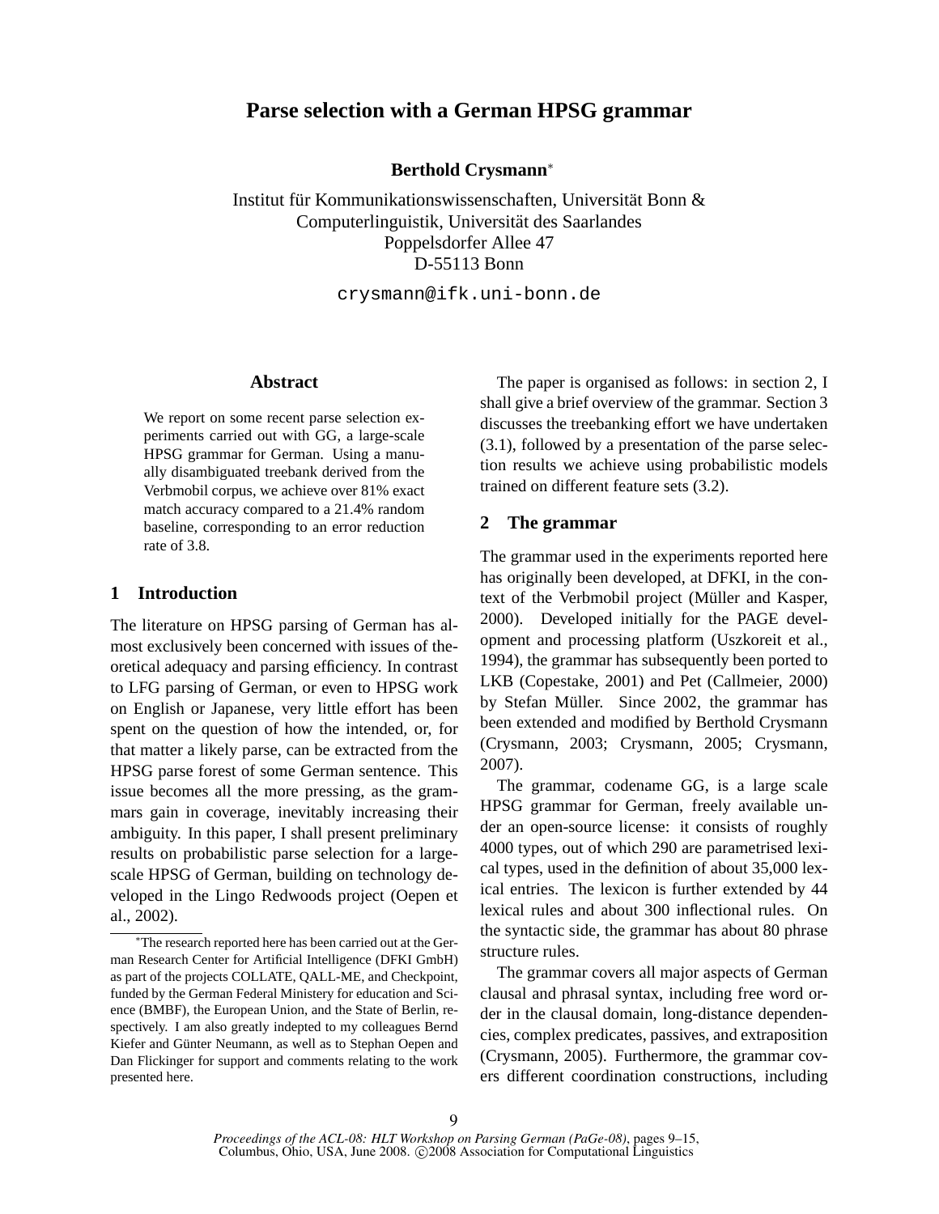# Parse selection with a German HPSG grammar

**Berthold Crysmann***

Institut für Kommunikationswissenschaften, Universität Bonn &
Computerlinguistik, Universität des Saarlandes
Poppelsdorfer Allee 47
D-55113 Bonn

crysmann@ifk.uni-bonn.de

## Abstract

We report on some recent parse selection experiments carried out with GG, a large-scale HPSG grammar for German. Using a manually disambiguated treebank derived from the Verbmobil corpus, we achieve over 81% exact match accuracy compared to a 21.4% random baseline, corresponding to an error reduction rate of 3.8.

## 1 Introduction

The literature on HPSG parsing of German has almost exclusively been concerned with issues of theoretical adequacy and parsing efficiency. In contrast to LFG parsing of German, or even to HPSG work on English or Japanese, very little effort has been spent on the question of how the intended, or, for that matter a likely parse, can be extracted from the HPSG parse forest of some German sentence. This issue becomes all the more pressing, as the grammars gain in coverage, inevitably increasing their ambiguity. In this paper, I shall present preliminary results on probabilistic parse selection for a large-scale HPSG of German, building on technology developed in the Lingo Redwoods project (Oepen et al., 2002).

The paper is organised as follows: in section 2, I shall give a brief overview of the grammar. Section 3 discusses the treebanking effort we have undertaken (3.1), followed by a presentation of the parse selection results we achieve using probabilistic models trained on different feature sets (3.2).

## 2 The grammar

The grammar used in the experiments reported here has originally been developed, at DFKI, in the context of the Verbmobil project (Müller and Kasper, 2000). Developed initially for the PAGE development and processing platform (Uszkoreit et al., 1994), the grammar has subsequently been ported to LKB (Copestake, 2001) and Pet (Callmeier, 2000) by Stefan Müller. Since 2002, the grammar has been extended and modified by Berthold Crysmann (Crysmann, 2003; Crysmann, 2005; Crysmann, 2007).

The grammar, codename GG, is a large scale HPSG grammar for German, freely available under an open-source license: it consists of roughly 4000 types, out of which 290 are parametrised lexical types, used in the definition of about 35,000 lexical entries. The lexicon is further extended by 44 lexical rules and about 300 inflectional rules. On the syntactic side, the grammar has about 80 phrase structure rules.

The grammar covers all major aspects of German clausal and phrasal syntax, including free word order in the clausal domain, long-distance dependencies, complex predicates, passives, and extraposition (Crysmann, 2005). Furthermore, the grammar covers different coordination constructions, including

*The research reported here has been carried out at the German Research Center for Artificial Intelligence (DFKI GmbH) as part of the projects COLLATE, QALL-ME, and Checkpoint, funded by the German Federal Ministery for education and Science (BMBF), the European Union, and the State of Berlin, respectively. I am also greatly indepted to my colleagues Bernd Kiefer and Günter Neumann, as well as to Stephan Oepen and Dan Flickinger for support and comments relating to the work presented here.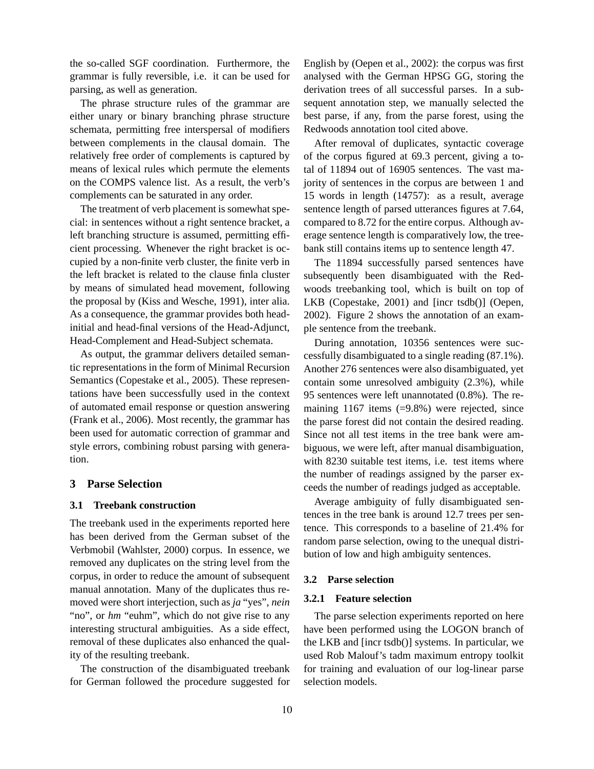the so-called SGF coordination. Furthermore, the grammar is fully reversible, i.e. it can be used for parsing, as well as generation.

The phrase structure rules of the grammar are either unary or binary branching phrase structure schemata, permitting free interspersal of modifiers between complements in the clausal domain. The relatively free order of complements is captured by means of lexical rules which permute the elements on the COMPS valence list. As a result, the verb's complements can be saturated in any order.

The treatment of verb placement is somewhat special: in sentences without a right sentence bracket, a left branching structure is assumed, permitting efficient processing. Whenever the right bracket is occupied by a non-finite verb cluster, the finite verb in the left bracket is related to the clause finla cluster by means of simulated head movement, following the proposal by (Kiss and Wesche, 1991), inter alia. As a consequence, the grammar provides both head-initial and head-final versions of the Head-Adjunct, Head-Complement and Head-Subject schemata.

As output, the grammar delivers detailed semantic representations in the form of Minimal Recursion Semantics (Copestake et al., 2005). These representations have been successfully used in the context of automated email response or question answering (Frank et al., 2006). Most recently, the grammar has been used for automatic correction of grammar and style errors, combining robust parsing with generation.

## 3 Parse Selection

### 3.1 Treebank construction

The treebank used in the experiments reported here has been derived from the German subset of the Verbmobil (Wahlster, 2000) corpus. In essence, we removed any duplicates on the string level from the corpus, in order to reduce the amount of subsequent manual annotation. Many of the duplicates thus removed were short interjection, such as *ja* "yes", *nein* "no", or *hm* "euhm", which do not give rise to any interesting structural ambiguities. As a side effect, removal of these duplicates also enhanced the quality of the resulting treebank.

The construction of the disambiguated treebank for German followed the procedure suggested for English by (Oepen et al., 2002): the corpus was first analysed with the German HPSG GG, storing the derivation trees of all successful parses. In a subsequent annotation step, we manually selected the best parse, if any, from the parse forest, using the Redwoods annotation tool cited above.

After removal of duplicates, syntactic coverage of the corpus figured at 69.3 percent, giving a total of 11894 out of 16905 sentences. The vast majority of sentences in the corpus are between 1 and 15 words in length (14757): as a result, average sentence length of parsed utterances figures at 7.64, compared to 8.72 for the entire corpus. Although average sentence length is comparatively low, the treebank still contains items up to sentence length 47.

The 11894 successfully parsed sentences have subsequently been disambiguated with the Redwoods treebanking tool, which is built on top of LKB (Copestake, 2001) and [incr tsdb()] (Oepen, 2002). Figure 2 shows the annotation of an example sentence from the treebank.

During annotation, 10356 sentences were successfully disambiguated to a single reading (87.1%). Another 276 sentences were also disambiguated, yet contain some unresolved ambiguity (2.3%), while 95 sentences were left unannotated (0.8%). The remaining 1167 items (=9.8%) were rejected, since the parse forest did not contain the desired reading. Since not all test items in the tree bank were ambiguous, we were left, after manual disambiguation, with 8230 suitable test items, i.e. test items where the number of readings assigned by the parser exceeds the number of readings judged as acceptable.

Average ambiguity of fully disambiguated sentences in the tree bank is around 12.7 trees per sentence. This corresponds to a baseline of 21.4% for random parse selection, owing to the unequal distribution of low and high ambiguity sentences.

### 3.2 Parse selection

#### 3.2.1 Feature selection

The parse selection experiments reported on here have been performed using the LOGON branch of the LKB and [incr tsdb()] systems. In particular, we used Rob Malouf's tadm maximum entropy toolkit for training and evaluation of our log-linear parse selection models.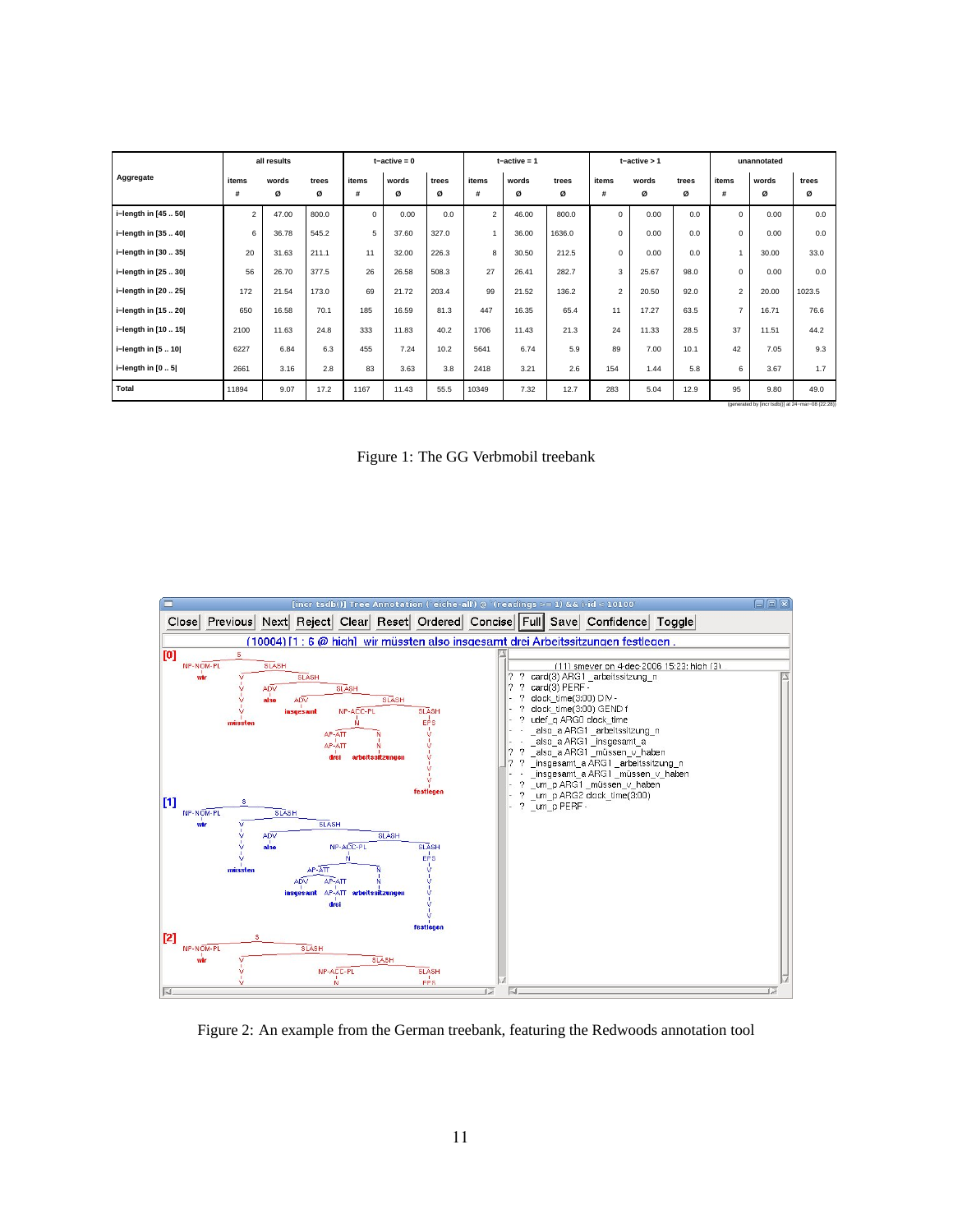| Aggregate | all results | | | t−active = 0 | | | t−active = 1 | | | t−active > 1 | | | unannotated | | |
|---|---|---|---|---|---|---|---|---|---|---|---|---|---|---|---|
| | items # | words ∅ | trees ∅ | items # | words ∅ | trees ∅ | items # | words ∅ | trees ∅ | items # | words ∅ | trees ∅ | items # | words ∅ | trees ∅ |
| i−length in [45 .. 50\| | 2 | 47.00 | 800.0 | 0 | 0.00 | 0.0 | 2 | 46.00 | 800.0 | 0 | 0.00 | 0.0 | 0 | 0.00 | 0.0 |
| i−length in [35 .. 40\| | 6 | 36.78 | 545.2 | 5 | 37.60 | 327.0 | 1 | 36.00 | 1636.0 | 0 | 0.00 | 0.0 | 0 | 0.00 | 0.0 |
| i−length in [30 .. 35\| | 20 | 31.63 | 211.1 | 11 | 32.00 | 226.3 | 8 | 30.50 | 212.5 | 0 | 0.00 | 0.0 | 1 | 30.00 | 33.0 |
| i−length in [25 .. 30\| | 56 | 26.70 | 377.5 | 26 | 26.58 | 508.3 | 27 | 26.41 | 282.7 | 3 | 25.67 | 98.0 | 0 | 0.00 | 0.0 |
| i−length in [20 .. 25\| | 172 | 21.54 | 173.0 | 69 | 21.72 | 203.4 | 99 | 21.52 | 136.2 | 2 | 20.50 | 92.0 | 2 | 20.00 | 1023.5 |
| i−length in [15 .. 20\| | 650 | 16.58 | 70.1 | 185 | 16.59 | 81.3 | 447 | 16.35 | 65.4 | 11 | 17.27 | 63.5 | 7 | 16.71 | 76.6 |
| i−length in [10 .. 15\| | 2100 | 11.63 | 24.8 | 333 | 11.83 | 40.2 | 1706 | 11.43 | 21.3 | 24 | 11.33 | 28.5 | 37 | 11.51 | 44.2 |
| i−length in [5 .. 10\| | 6227 | 6.84 | 6.3 | 455 | 7.24 | 10.2 | 5641 | 6.74 | 5.9 | 89 | 7.00 | 10.1 | 42 | 7.05 | 9.3 |
| i−length in [0 .. 5\| | 2661 | 3.16 | 2.8 | 83 | 3.63 | 3.8 | 2418 | 3.21 | 2.6 | 154 | 1.44 | 5.8 | 6 | 3.67 | 1.7 |
| **Total** | 11894 | 9.07 | 17.2 | 1167 | 11.43 | 55.5 | 10349 | 7.32 | 12.7 | 283 | 5.04 | 12.9 | 95 | 9.80 | 49.0 |

(generated by [incr tsdb()] at 24−mar−08 (22:28))

Figure 1: The GG Verbmobil treebank

Figure 2: An example from the German treebank, featuring the Redwoods annotation tool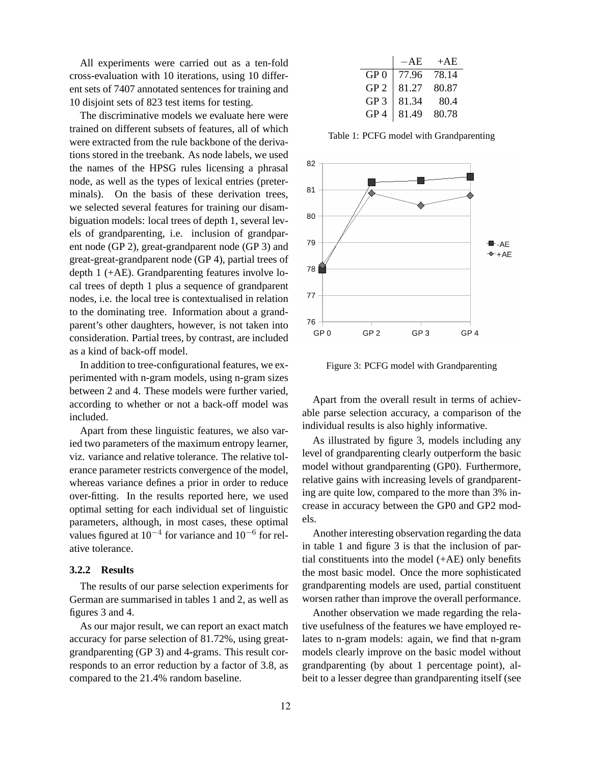All experiments were carried out as a ten-fold cross-evaluation with 10 iterations, using 10 different sets of 7407 annotated sentences for training and 10 disjoint sets of 823 test items for testing.

The discriminative models we evaluate here were trained on different subsets of features, all of which were extracted from the rule backbone of the derivations stored in the treebank. As node labels, we used the names of the HPSG rules licensing a phrasal node, as well as the types of lexical entries (preterminals). On the basis of these derivation trees, we selected several features for training our disambiguation models: local trees of depth 1, several levels of grandparenting, i.e. inclusion of grandparent node (GP 2), great-grandparent node (GP 3) and great-great-grandparent node (GP 4), partial trees of depth 1 (+AE). Grandparenting features involve local trees of depth 1 plus a sequence of grandparent nodes, i.e. the local tree is contextualised in relation to the dominating tree. Information about a grandparent's other daughters, however, is not taken into consideration. Partial trees, by contrast, are included as a kind of back-off model.

In addition to tree-configurational features, we experimented with n-gram models, using n-gram sizes between 2 and 4. These models were further varied, according to whether or not a back-off model was included.

Apart from these linguistic features, we also varied two parameters of the maximum entropy learner, viz. variance and relative tolerance. The relative tolerance parameter restricts convergence of the model, whereas variance defines a prior in order to reduce over-fitting. In the results reported here, we used optimal setting for each individual set of linguistic parameters, although, in most cases, these optimal values figured at $10^{-4}$ for variance and $10^{-6}$ for relative tolerance.

### 3.2.2 Results

The results of our parse selection experiments for German are summarised in tables 1 and 2, as well as figures 3 and 4.

As our major result, we can report an exact match accuracy for parse selection of 81.72%, using great-grandparenting (GP 3) and 4-grams. This result corresponds to an error reduction by a factor of 3.8, as compared to the 21.4% random baseline.

| | –AE | +AE |
|---|---|---|
| GP 0 | 77.96 | 78.14 |
| GP 2 | 81.27 | 80.87 |
| GP 3 | 81.34 | 80.4 |
| GP 4 | 81.49 | 80.78 |

Table 1: PCFG model with Grandparenting

Figure 3: PCFG model with Grandparenting

Apart from the overall result in terms of achievable parse selection accuracy, a comparison of the individual results is also highly informative.

As illustrated by figure 3, models including any level of grandparenting clearly outperform the basic model without grandparenting (GP0). Furthermore, relative gains with increasing levels of grandparenting are quite low, compared to the more than 3% increase in accuracy between the GP0 and GP2 models.

Another interesting observation regarding the data in table 1 and figure 3 is that the inclusion of partial constituents into the model (+AE) only benefits the most basic model. Once the more sophisticated grandparenting models are used, partial constituent worsen rather than improve the overall performance.

Another observation we made regarding the relative usefulness of the features we have employed relates to n-gram models: again, we find that n-gram models clearly improve on the basic model without grandparenting (by about 1 percentage point), albeit to a lesser degree than grandparenting itself (see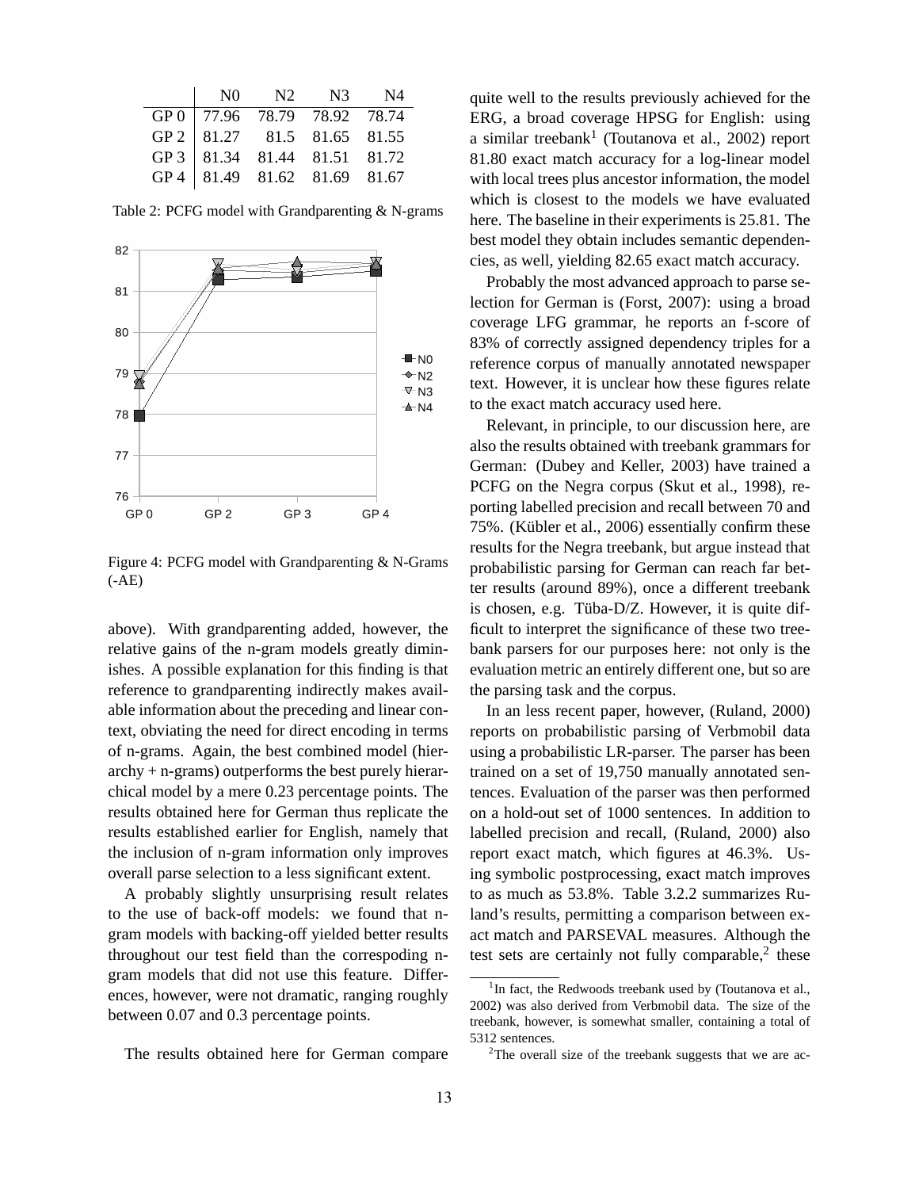|  | N0 | N2 | N3 | N4 |
|---|---|---|---|---|
| GP 0 | 77.96 | 78.79 | 78.92 | 78.74 |
| GP 2 | 81.27 | 81.5 | 81.65 | 81.55 |
| GP 3 | 81.34 | 81.44 | 81.51 | 81.72 |
| GP 4 | 81.49 | 81.62 | 81.69 | 81.67 |

Table 2: PCFG model with Grandparenting & N-grams

Figure 4: PCFG model with Grandparenting & N-Grams (-AE)

above). With grandparenting added, however, the relative gains of the n-gram models greatly diminishes. A possible explanation for this finding is that reference to grandparenting indirectly makes available information about the preceding and linear context, obviating the need for direct encoding in terms of n-grams. Again, the best combined model (hierarchy + n-grams) outperforms the best purely hierarchical model by a mere 0.23 percentage points. The results obtained here for German thus replicate the results established earlier for English, namely that the inclusion of n-gram information only improves overall parse selection to a less significant extent.

A probably slightly unsurprising result relates to the use of back-off models: we found that n-gram models with backing-off yielded better results throughout our test field than the correspoding n-gram models that did not use this feature. Differences, however, were not dramatic, ranging roughly between 0.07 and 0.3 percentage points.

The results obtained here for German compare quite well to the results previously achieved for the ERG, a broad coverage HPSG for English: using a similar treebank[1] (Toutanova et al., 2002) report 81.80 exact match accuracy for a log-linear model with local trees plus ancestor information, the model which is closest to the models we have evaluated here. The baseline in their experiments is 25.81. The best model they obtain includes semantic dependencies, as well, yielding 82.65 exact match accuracy.

Probably the most advanced approach to parse selection for German is (Forst, 2007): using a broad coverage LFG grammar, he reports an f-score of 83% of correctly assigned dependency triples for a reference corpus of manually annotated newspaper text. However, it is unclear how these figures relate to the exact match accuracy used here.

Relevant, in principle, to our discussion here, are also the results obtained with treebank grammars for German: (Dubey and Keller, 2003) have trained a PCFG on the Negra corpus (Skut et al., 1998), reporting labelled precision and recall between 70 and 75%. (Kübler et al., 2006) essentially confirm these results for the Negra treebank, but argue instead that probabilistic parsing for German can reach far better results (around 89%), once a different treebank is chosen, e.g. Tüba-D/Z. However, it is quite difficult to interpret the significance of these two treebank parsers for our purposes here: not only is the evaluation metric an entirely different one, but so are the parsing task and the corpus.

In an less recent paper, however, (Ruland, 2000) reports on probabilistic parsing of Verbmobil data using a probabilistic LR-parser. The parser has been trained on a set of 19,750 manually annotated sentences. Evaluation of the parser was then performed on a hold-out set of 1000 sentences. In addition to labelled precision and recall, (Ruland, 2000) also report exact match, which figures at 46.3%. Using symbolic postprocessing, exact match improves to as much as 53.8%. Table 3.2.2 summarizes Ruland's results, permitting a comparison between exact match and PARSEVAL measures. Although the test sets are certainly not fully comparable,[2] these

[1] In fact, the Redwoods treebank used by (Toutanova et al., 2002) was also derived from Verbmobil data. The size of the treebank, however, is somewhat smaller, containing a total of 5312 sentences.

[2] The overall size of the treebank suggests that we are ac-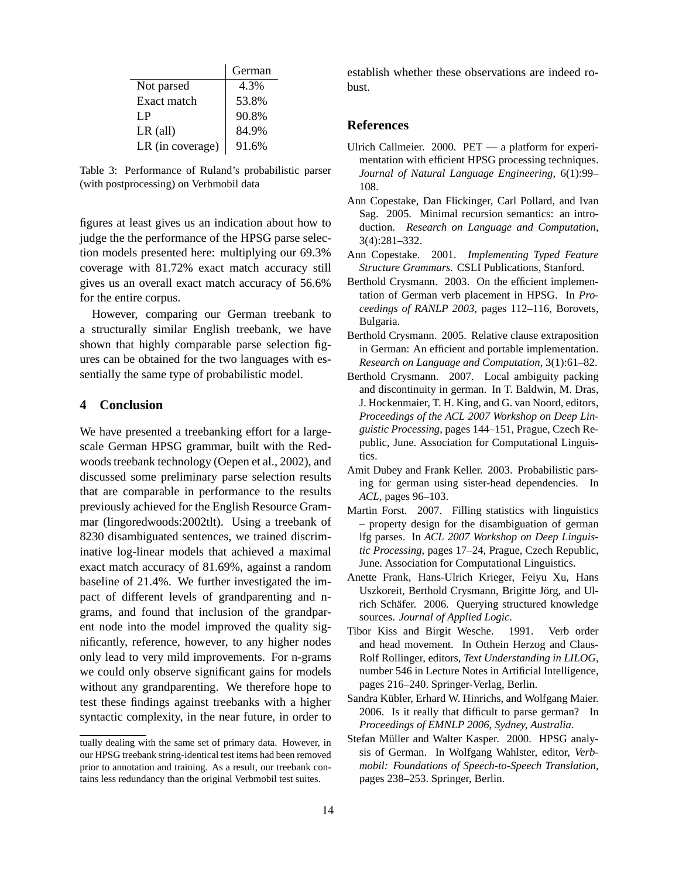| | German |
|---|---|
| Not parsed | 4.3% |
| Exact match | 53.8% |
| LP | 90.8% |
| LR (all) | 84.9% |
| LR (in coverage) | 91.6% |

Table 3: Performance of Ruland's probabilistic parser (with postprocessing) on Verbmobil data

figures at least gives us an indication about how to judge the the performance of the HPSG parse selection models presented here: multiplying our 69.3% coverage with 81.72% exact match accuracy still gives us an overall exact match accuracy of 56.6% for the entire corpus.

However, comparing our German treebank to a structurally similar English treebank, we have shown that highly comparable parse selection figures can be obtained for the two languages with essentially the same type of probabilistic model.

## 4 Conclusion

We have presented a treebanking effort for a large-scale German HPSG grammar, built with the Redwoods treebank technology (Oepen et al., 2002), and discussed some preliminary parse selection results that are comparable in performance to the results previously achieved for the English Resource Grammar (lingoredwoods:2002tlt). Using a treebank of 8230 disambiguated sentences, we trained discriminative log-linear models that achieved a maximal exact match accuracy of 81.69%, against a random baseline of 21.4%. We further investigated the impact of different levels of grandparenting and n-grams, and found that inclusion of the grandparent node into the model improved the quality significantly, reference, however, to any higher nodes only lead to very mild improvements. For n-grams we could only observe significant gains for models without any grandparenting. We therefore hope to test these findings against treebanks with a higher syntactic complexity, in the near future, in order to establish whether these observations are indeed robust.

tually dealing with the same set of primary data. However, in our HPSG treebank string-identical test items had been removed prior to annotation and training. As a result, our treebank contains less redundancy than the original Verbmobil test suites.

## References

Ulrich Callmeier. 2000. PET — a platform for experimentation with efficient HPSG processing techniques. *Journal of Natural Language Engineering*, 6(1):99–108.

Ann Copestake, Dan Flickinger, Carl Pollard, and Ivan Sag. 2005. Minimal recursion semantics: an introduction. *Research on Language and Computation*, 3(4):281–332.

Ann Copestake. 2001. *Implementing Typed Feature Structure Grammars*. CSLI Publications, Stanford.

Berthold Crysmann. 2003. On the efficient implementation of German verb placement in HPSG. In *Proceedings of RANLP 2003*, pages 112–116, Borovets, Bulgaria.

Berthold Crysmann. 2005. Relative clause extraposition in German: An efficient and portable implementation. *Research on Language and Computation*, 3(1):61–82.

Berthold Crysmann. 2007. Local ambiguity packing and discontinuity in german. In T. Baldwin, M. Dras, J. Hockenmaier, T. H. King, and G. van Noord, editors, *Proceedings of the ACL 2007 Workshop on Deep Linguistic Processing*, pages 144–151, Prague, Czech Republic, June. Association for Computational Linguistics.

Amit Dubey and Frank Keller. 2003. Probabilistic parsing for german using sister-head dependencies. In *ACL*, pages 96–103.

Martin Forst. 2007. Filling statistics with linguistics – property design for the disambiguation of german lfg parses. In *ACL 2007 Workshop on Deep Linguistic Processing*, pages 17–24, Prague, Czech Republic, June. Association for Computational Linguistics.

Anette Frank, Hans-Ulrich Krieger, Feiyu Xu, Hans Uszkoreit, Berthold Crysmann, Brigitte Jörg, and Ulrich Schäfer. 2006. Querying structured knowledge sources. *Journal of Applied Logic*.

Tibor Kiss and Birgit Wesche. 1991. Verb order and head movement. In Otthein Herzog and Claus-Rolf Rollinger, editors, *Text Understanding in LILOG*, number 546 in Lecture Notes in Artificial Intelligence, pages 216–240. Springer-Verlag, Berlin.

Sandra Kübler, Erhard W. Hinrichs, and Wolfgang Maier. 2006. Is it really that difficult to parse german? In *Proceedings of EMNLP 2006, Sydney, Australia*.

Stefan Müller and Walter Kasper. 2000. HPSG analysis of German. In Wolfgang Wahlster, editor, *Verbmobil: Foundations of Speech-to-Speech Translation*, pages 238–253. Springer, Berlin.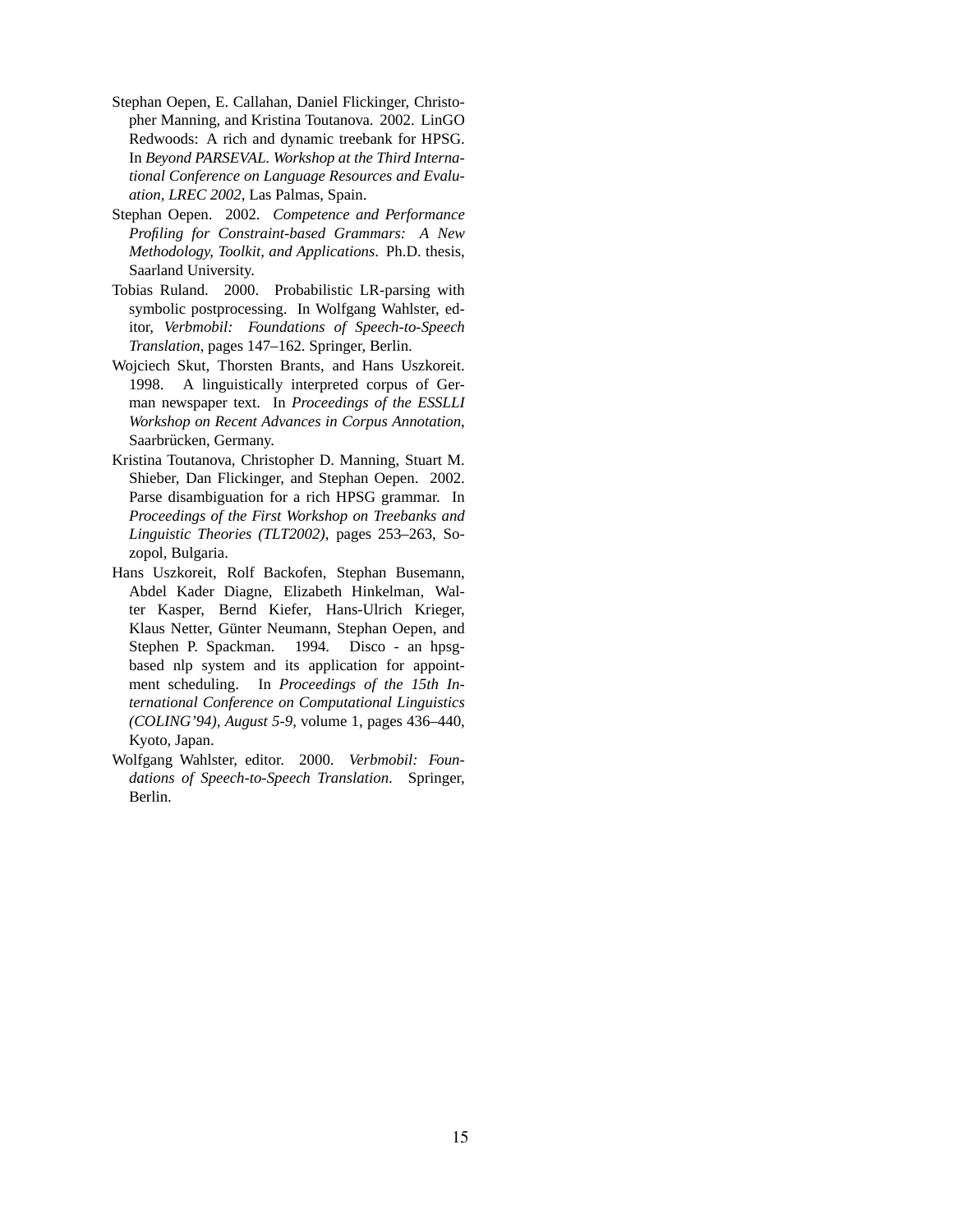Stephan Oepen, E. Callahan, Daniel Flickinger, Christopher Manning, and Kristina Toutanova. 2002. LinGO Redwoods: A rich and dynamic treebank for HPSG. In *Beyond PARSEVAL. Workshop at the Third International Conference on Language Resources and Evaluation, LREC 2002*, Las Palmas, Spain.

Stephan Oepen. 2002. *Competence and Performance Profiling for Constraint-based Grammars: A New Methodology, Toolkit, and Applications*. Ph.D. thesis, Saarland University.

Tobias Ruland. 2000. Probabilistic LR-parsing with symbolic postprocessing. In Wolfgang Wahlster, editor, *Verbmobil: Foundations of Speech-to-Speech Translation*, pages 147–162. Springer, Berlin.

Wojciech Skut, Thorsten Brants, and Hans Uszkoreit. 1998. A linguistically interpreted corpus of German newspaper text. In *Proceedings of the ESSLLI Workshop on Recent Advances in Corpus Annotation*, Saarbrücken, Germany.

Kristina Toutanova, Christopher D. Manning, Stuart M. Shieber, Dan Flickinger, and Stephan Oepen. 2002. Parse disambiguation for a rich HPSG grammar. In *Proceedings of the First Workshop on Treebanks and Linguistic Theories (TLT2002)*, pages 253–263, Sozopol, Bulgaria.

Hans Uszkoreit, Rolf Backofen, Stephan Busemann, Abdel Kader Diagne, Elizabeth Hinkelman, Walter Kasper, Bernd Kiefer, Hans-Ulrich Krieger, Klaus Netter, Günter Neumann, Stephan Oepen, and Stephen P. Spackman. 1994. Disco - an hpsg-based nlp system and its application for appointment scheduling. In *Proceedings of the 15th International Conference on Computational Linguistics (COLING'94), August 5-9*, volume 1, pages 436–440, Kyoto, Japan.

Wolfgang Wahlster, editor. 2000. *Verbmobil: Foundations of Speech-to-Speech Translation*. Springer, Berlin.